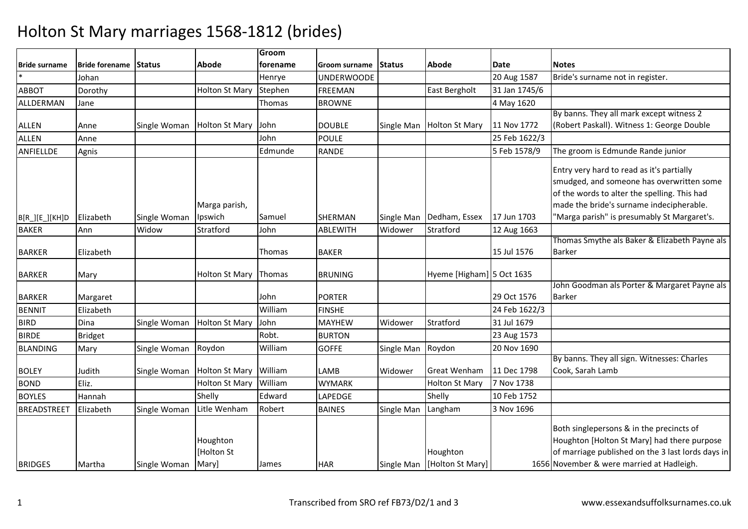# Holton St Mary marriages 1568-1812 (brides)

| Bride surname | Bride forename | Status | Abode | Groom forename | Groom surname | Status | Abode | Date | Notes |
|---|---|---|---|---|---|---|---|---|---|
| * | Johan | | | Henrye | UNDERWOODE | | | 20 Aug 1587 | Bride's surname not in register. |
| ABBOT | Dorothy | | Holton St Mary | Stephen | FREEMAN | | East Bergholt | 31 Jan 1745/6 | |
| ALLDERMAN | Jane | | | Thomas | BROWNE | | | 4 May 1620 | |
| ALLEN | Anne | Single Woman | Holton St Mary | John | DOUBLE | Single Man | Holton St Mary | 11 Nov 1772 | By banns. They all mark except witness 2 (Robert Paskall). Witness 1: George Double |
| ALLEN | Anne | | | John | POULE | | | 25 Feb 1622/3 | |
| ANFIELLDE | Agnis | | | Edmunde | RANDE | | | 5 Feb 1578/9 | The groom is Edmunde Rande junior |
| B[R_][E_][KH]D | Elizabeth | Single Woman | Marga parish, Ipswich | Samuel | SHERMAN | Single Man | Dedham, Essex | 17 Jun 1703 | Entry very hard to read as it's partially smudged, and someone has overwritten some of the words to alter the spelling. This had made the bride's surname indecipherable. "Marga parish" is presumably St Margaret's. |
| BAKER | Ann | Widow | Stratford | John | ABLEWITH | Widower | Stratford | 12 Aug 1663 | |
| BARKER | Elizabeth | | | Thomas | BAKER | | | 15 Jul 1576 | Thomas Smythe als Baker & Elizabeth Payne als Barker |
| BARKER | Mary | | Holton St Mary | Thomas | BRUNING | | Hyeme [Higham] | 5 Oct 1635 | |
| BARKER | Margaret | | | John | PORTER | | | 29 Oct 1576 | John Goodman als Porter & Margaret Payne als Barker |
| BENNIT | Elizabeth | | | William | FINSHE | | | 24 Feb 1622/3 | |
| BIRD | Dina | Single Woman | Holton St Mary | John | MAYHEW | Widower | Stratford | 31 Jul 1679 | |
| BIRDE | Bridget | | | Robt. | BURTON | | | 23 Aug 1573 | |
| BLANDING | Mary | Single Woman | Roydon | William | GOFFE | Single Man | Roydon | 20 Nov 1690 | |
| BOLEY | Judith | Single Woman | Holton St Mary | William | LAMB | Widower | Great Wenham | 11 Dec 1798 | By banns. They all sign. Witnesses: Charles Cook, Sarah Lamb |
| BOND | Eliz. | | Holton St Mary | William | WYMARK | | Holton St Mary | 7 Nov 1738 | |
| BOYLES | Hannah | | Shelly | Edward | LAPEDGE | | Shelly | 10 Feb 1752 | |
| BREADSTREET | Elizabeth | Single Woman | Litle Wenham | Robert | BAINES | Single Man | Langham | 3 Nov 1696 | |
| BRIDGES | Martha | Single Woman | Houghton [Holton St Mary] | James | HAR | Single Man | Houghton [Holton St Mary] | 1656 | Both singlepersons & in the precincts of Houghton [Holton St Mary] had there purpose of marriage published on the 3 last lords days in November & were married at Hadleigh. |

Transcribed from SRO ref FB73/D2/1 and 3 www.essexandsuffolksurnames.co.uk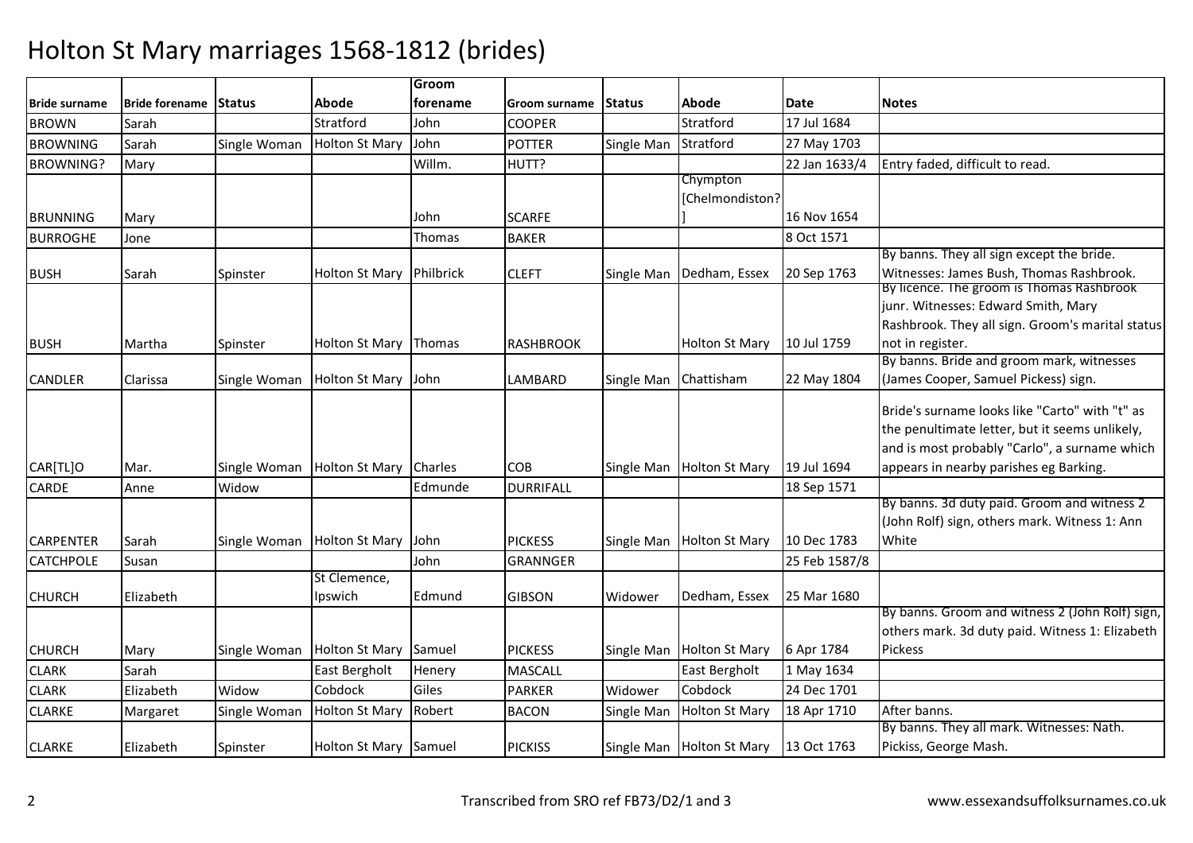# Holton St Mary marriages 1568-1812 (brides)

| Bride surname | Bride forename | Status | Abode | Groom forename | Groom surname | Status | Abode | Date | Notes |
|---|---|---|---|---|---|---|---|---|---|
| BROWN | Sarah | | Stratford | John | COOPER | | Stratford | 17 Jul 1684 | |
| BROWNING | Sarah | Single Woman | Holton St Mary | John | POTTER | Single Man | Stratford | 27 May 1703 | |
| BROWNING? | Mary | | | Willm. | HUTT? | | | 22 Jan 1633/4 | Entry faded, difficult to read. |
| BRUNNING | Mary | | | John | SCARFE | | Chympton [Chelmondiston?] | 16 Nov 1654 | |
| BURROGHE | Jone | | | Thomas | BAKER | | | 8 Oct 1571 | |
| BUSH | Sarah | Spinster | Holton St Mary | Philbrick | CLEFT | Single Man | Dedham, Essex | 20 Sep 1763 | By banns. They all sign except the bride. Witnesses: James Bush, Thomas Rashbrook. |
| BUSH | Martha | Spinster | Holton St Mary | Thomas | RASHBROOK | | Holton St Mary | 10 Jul 1759 | By licence. The groom is Thomas Rashbrook junr. Witnesses: Edward Smith, Mary Rashbrook. They all sign. Groom's marital status not in register. |
| CANDLER | Clarissa | Single Woman | Holton St Mary | John | LAMBARD | Single Man | Chattisham | 22 May 1804 | By banns. Bride and groom mark, witnesses (James Cooper, Samuel Pickess) sign. |
| CAR[TL]O | Mar. | Single Woman | Holton St Mary | Charles | COB | Single Man | Holton St Mary | 19 Jul 1694 | Bride's surname looks like "Carto" with "t" as the penultimate letter, but it seems unlikely, and is most probably "Carlo", a surname which appears in nearby parishes eg Barking. |
| CARDE | Anne | Widow | | Edmunde | DURRIFALL | | | 18 Sep 1571 | |
| CARPENTER | Sarah | Single Woman | Holton St Mary | John | PICKESS | Single Man | Holton St Mary | 10 Dec 1783 | By banns. 3d duty paid. Groom and witness 2 (John Rolf) sign, others mark. Witness 1: Ann White |
| CATCHPOLE | Susan | | | John | GRANNGER | | | 25 Feb 1587/8 | |
| CHURCH | Elizabeth | | St Clemence, Ipswich | Edmund | GIBSON | Widower | Dedham, Essex | 25 Mar 1680 | |
| CHURCH | Mary | Single Woman | Holton St Mary | Samuel | PICKESS | Single Man | Holton St Mary | 6 Apr 1784 | By banns. Groom and witness 2 (John Rolf) sign, others mark. 3d duty paid. Witness 1: Elizabeth Pickess |
| CLARK | Sarah | | East Bergholt | Henery | MASCALL | | East Bergholt | 1 May 1634 | |
| CLARK | Elizabeth | Widow | Cobdock | Giles | PARKER | Widower | Cobdock | 24 Dec 1701 | |
| CLARKE | Margaret | Single Woman | Holton St Mary | Robert | BACON | Single Man | Holton St Mary | 18 Apr 1710 | After banns. |
| CLARKE | Elizabeth | Spinster | Holton St Mary | Samuel | PICKISS | Single Man | Holton St Mary | 13 Oct 1763 | By banns. They all mark. Witnesses: Nath. Pickiss, George Mash. |

Transcribed from SRO ref FB73/D2/1 and 3 www.essexandsuffolksurnames.co.uk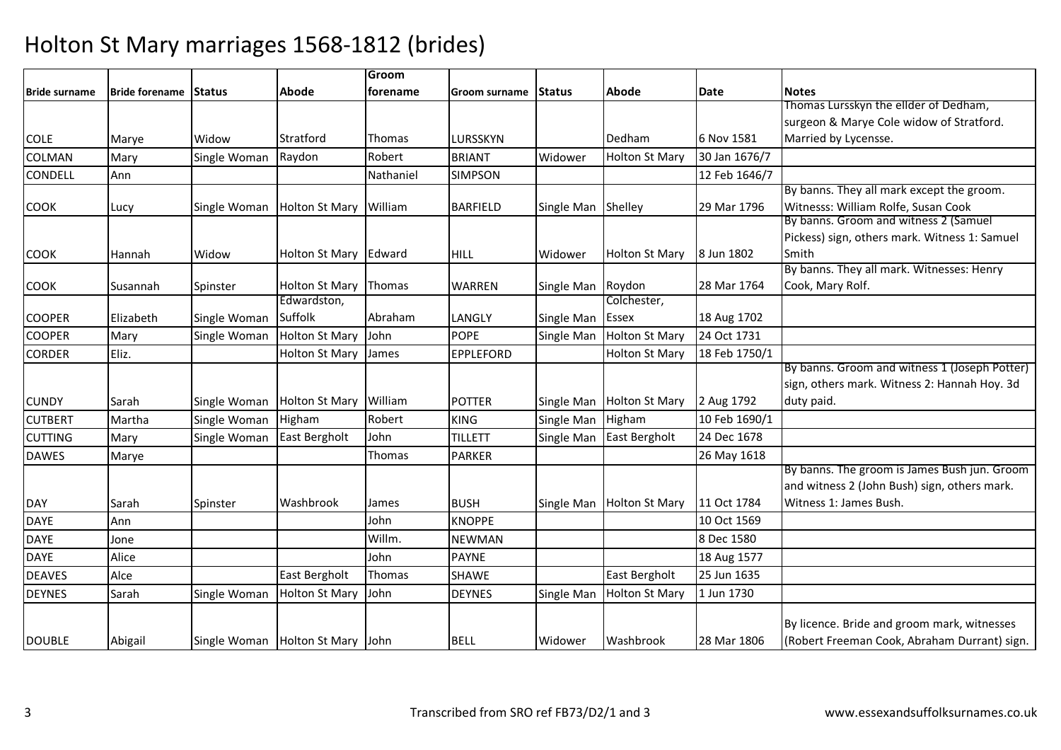# Holton St Mary marriages 1568-1812 (brides)

| Bride surname | Bride forename | Status | Abode | Groom forename | Groom surname | Status | Abode | Date | Notes |
|---|---|---|---|---|---|---|---|---|---|
| COLE | Marye | Widow | Stratford | Thomas | LURSSKYN | | Dedham | 6 Nov 1581 | Thomas Lursskyn the ellder of Dedham, surgeon & Marye Cole widow of Stratford. Married by Lycensse. |
| COLMAN | Mary | Single Woman | Raydon | Robert | BRIANT | Widower | Holton St Mary | 30 Jan 1676/7 | |
| CONDELL | Ann | | | Nathaniel | SIMPSON | | | 12 Feb 1646/7 | |
| COOK | Lucy | Single Woman | Holton St Mary | William | BARFIELD | Single Man | Shelley | 29 Mar 1796 | By banns. They all mark except the groom. Witnesss: William Rolfe, Susan Cook |
| COOK | Hannah | Widow | Holton St Mary | Edward | HILL | Widower | Holton St Mary | 8 Jun 1802 | By banns. Groom and witness 2 (Samuel Pickess) sign, others mark. Witness 1: Samuel Smith |
| COOK | Susannah | Spinster | Holton St Mary | Thomas | WARREN | Single Man | Roydon | 28 Mar 1764 | By banns. They all mark. Witnesses: Henry Cook, Mary Rolf. |
| COOPER | Elizabeth | Single Woman | Edwardston, Suffolk | Abraham | LANGLY | Single Man | Colchester, Essex | 18 Aug 1702 | |
| COOPER | Mary | Single Woman | Holton St Mary | John | POPE | Single Man | Holton St Mary | 24 Oct 1731 | |
| CORDER | Eliz. | | Holton St Mary | James | EPPLEFORD | | Holton St Mary | 18 Feb 1750/1 | |
| CUNDY | Sarah | Single Woman | Holton St Mary | William | POTTER | Single Man | Holton St Mary | 2 Aug 1792 | By banns. Groom and witness 1 (Joseph Potter) sign, others mark. Witness 2: Hannah Hoy. 3d duty paid. |
| CUTBERT | Martha | Single Woman | Higham | Robert | KING | Single Man | Higham | 10 Feb 1690/1 | |
| CUTTING | Mary | Single Woman | East Bergholt | John | TILLETT | Single Man | East Bergholt | 24 Dec 1678 | |
| DAWES | Marye | | | Thomas | PARKER | | | 26 May 1618 | |
| DAY | Sarah | Spinster | Washbrook | James | BUSH | Single Man | Holton St Mary | 11 Oct 1784 | By banns. The groom is James Bush jun. Groom and witness 2 (John Bush) sign, others mark. Witness 1: James Bush. |
| DAYE | Ann | | | John | KNOPPE | | | 10 Oct 1569 | |
| DAYE | Jone | | | Willm. | NEWMAN | | | 8 Dec 1580 | |
| DAYE | Alice | | | John | PAYNE | | | 18 Aug 1577 | |
| DEAVES | Alce | | East Bergholt | Thomas | SHAWE | | East Bergholt | 25 Jun 1635 | |
| DEYNES | Sarah | Single Woman | Holton St Mary | John | DEYNES | Single Man | Holton St Mary | 1 Jun 1730 | |
| DOUBLE | Abigail | Single Woman | Holton St Mary | John | BELL | Widower | Washbrook | 28 Mar 1806 | By licence. Bride and groom mark, witnesses (Robert Freeman Cook, Abraham Durrant) sign. |

Transcribed from SRO ref FB73/D2/1 and 3 www.essexandsuffolksurnames.co.uk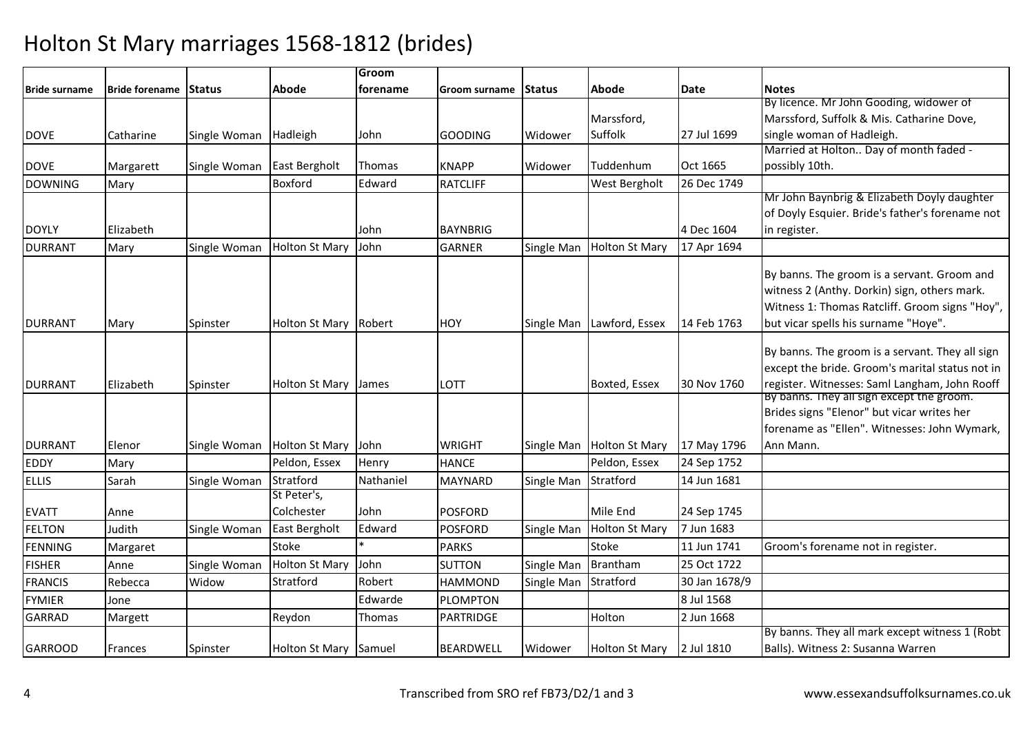# Holton St Mary marriages 1568-1812 (brides)

| Bride surname | Bride forename | Status | Abode | Groom forename | Groom surname | Status | Abode | Date | Notes |
|---|---|---|---|---|---|---|---|---|---|
| DOVE | Catharine | Single Woman | Hadleigh | John | GOODING | Widower | Marssford, Suffolk | 27 Jul 1699 | By licence. Mr John Gooding, widower of Marssford, Suffolk & Mis. Catharine Dove, single woman of Hadleigh. |
| DOVE | Margarett | Single Woman | East Bergholt | Thomas | KNAPP | Widower | Tuddenhum | Oct 1665 | Married at Holton.. Day of month faded - possibly 10th. |
| DOWNING | Mary | | Boxford | Edward | RATCLIFF | | West Bergholt | 26 Dec 1749 | |
| DOYLY | Elizabeth | | | John | BAYNBRIG | | | 4 Dec 1604 | Mr John Baynbrig & Elizabeth Doyly daughter of Doyly Esquier. Bride's father's forename not in register. |
| DURRANT | Mary | Single Woman | Holton St Mary | John | GARNER | Single Man | Holton St Mary | 17 Apr 1694 | |
| DURRANT | Mary | Spinster | Holton St Mary | Robert | HOY | Single Man | Lawford, Essex | 14 Feb 1763 | By banns. The groom is a servant. Groom and witness 2 (Anthy. Dorkin) sign, others mark. Witness 1: Thomas Ratcliff. Groom signs "Hoy", but vicar spells his surname "Hoye". |
| DURRANT | Elizabeth | Spinster | Holton St Mary | James | LOTT | | Boxted, Essex | 30 Nov 1760 | By banns. The groom is a servant. They all sign except the bride. Groom's marital status not in register. Witnesses: Saml Langham, John Rooff |
| DURRANT | Elenor | Single Woman | Holton St Mary | John | WRIGHT | Single Man | Holton St Mary | 17 May 1796 | By banns. They all sign except the groom. Brides signs "Elenor" but vicar writes her forename as "Ellen". Witnesses: John Wymark, Ann Mann. |
| EDDY | Mary | | Peldon, Essex | Henry | HANCE | | Peldon, Essex | 24 Sep 1752 | |
| ELLIS | Sarah | Single Woman | Stratford | Nathaniel | MAYNARD | Single Man | Stratford | 14 Jun 1681 | |
| EVATT | Anne | | St Peter's, Colchester | John | POSFORD | | Mile End | 24 Sep 1745 | |
| FELTON | Judith | Single Woman | East Bergholt | Edward | POSFORD | Single Man | Holton St Mary | 7 Jun 1683 | |
| FENNING | Margaret | | Stoke | * | PARKS | | Stoke | 11 Jun 1741 | Groom's forename not in register. |
| FISHER | Anne | Single Woman | Holton St Mary | John | SUTTON | Single Man | Brantham | 25 Oct 1722 | |
| FRANCIS | Rebecca | Widow | Stratford | Robert | HAMMOND | Single Man | Stratford | 30 Jan 1678/9 | |
| FYMIER | Jone | | | Edwarde | PLOMPTON | | | 8 Jul 1568 | |
| GARRAD | Margett | | Reydon | Thomas | PARTRIDGE | | Holton | 2 Jun 1668 | |
| GARROOD | Frances | Spinster | Holton St Mary | Samuel | BEARDWELL | Widower | Holton St Mary | 2 Jul 1810 | By banns. They all mark except witness 1 (Robt Balls). Witness 2: Susanna Warren |

Transcribed from SRO ref FB73/D2/1 and 3 www.essexandsuffolksurnames.co.uk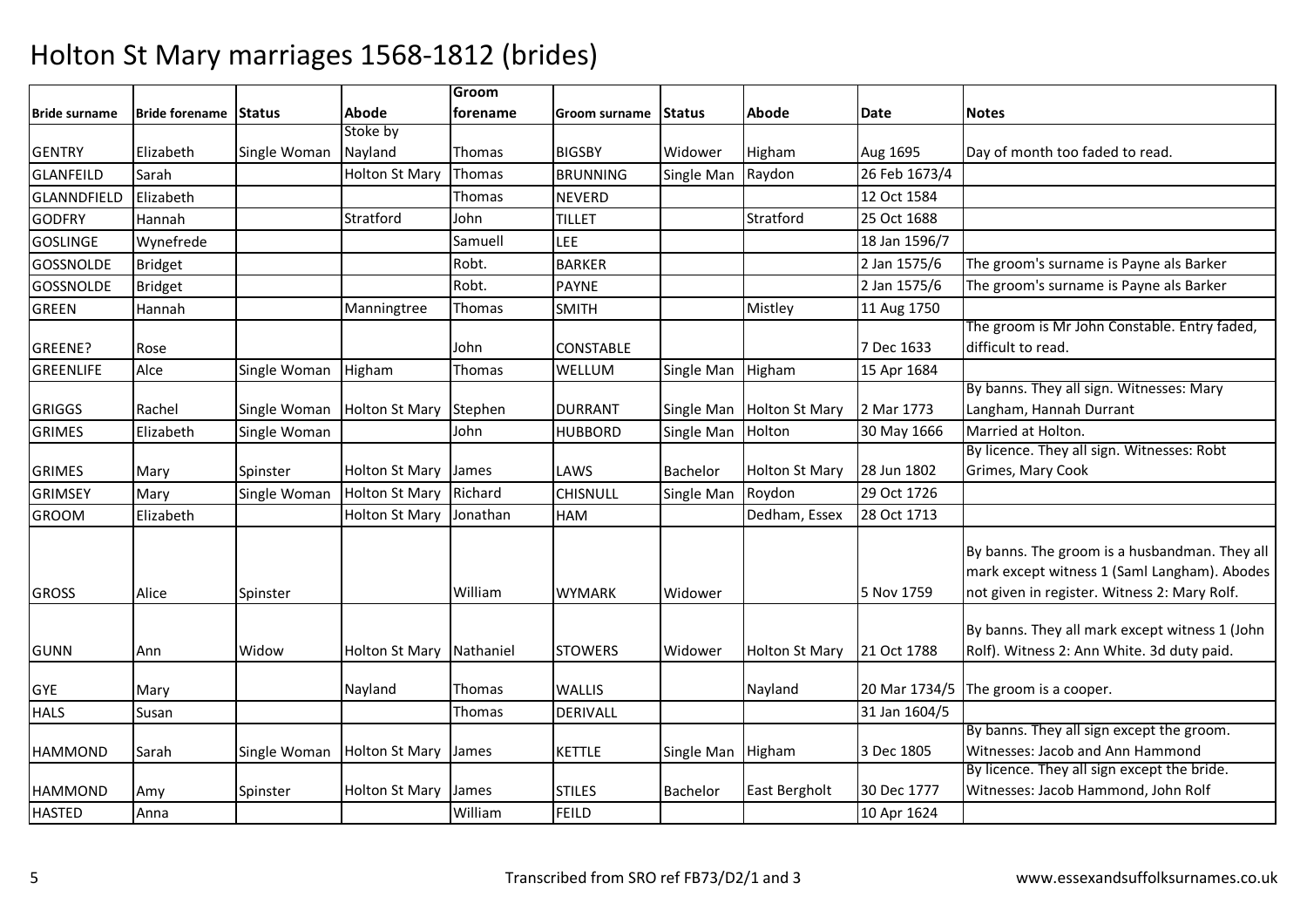# Holton St Mary marriages 1568-1812 (brides)

| Bride surname | Bride forename | Status | Abode | Groom forename | Groom surname | Status | Abode | Date | Notes |
|---|---|---|---|---|---|---|---|---|---|
| GENTRY | Elizabeth | Single Woman | Stoke by Nayland | Thomas | BIGSBY | Widower | Higham | Aug 1695 | Day of month too faded to read. |
| GLANFEILD | Sarah | | Holton St Mary | Thomas | BRUNNING | Single Man | Raydon | 26 Feb 1673/4 | |
| GLANNDFIELD | Elizabeth | | | Thomas | NEVERD | | | 12 Oct 1584 | |
| GODFRY | Hannah | | Stratford | John | TILLET | | Stratford | 25 Oct 1688 | |
| GOSLINGE | Wynefrede | | | Samuell | LEE | | | 18 Jan 1596/7 | |
| GOSSNOLDE | Bridget | | | Robt. | BARKER | | | 2 Jan 1575/6 | The groom's surname is Payne als Barker |
| GOSSNOLDE | Bridget | | | Robt. | PAYNE | | | 2 Jan 1575/6 | The groom's surname is Payne als Barker |
| GREEN | Hannah | | Manningtree | Thomas | SMITH | | Mistley | 11 Aug 1750 | |
| GREENE? | Rose | | | John | CONSTABLE | | | 7 Dec 1633 | The groom is Mr John Constable. Entry faded, difficult to read. |
| GREENLIFE | Alce | Single Woman | Higham | Thomas | WELLUM | Single Man | Higham | 15 Apr 1684 | |
| GRIGGS | Rachel | Single Woman | Holton St Mary | Stephen | DURRANT | Single Man | Holton St Mary | 2 Mar 1773 | By banns. They all sign. Witnesses: Mary Langham, Hannah Durrant |
| GRIMES | Elizabeth | Single Woman | | John | HUBBORD | Single Man | Holton | 30 May 1666 | Married at Holton. |
| GRIMES | Mary | Spinster | Holton St Mary | James | LAWS | Bachelor | Holton St Mary | 28 Jun 1802 | By licence. They all sign. Witnesses: Robt Grimes, Mary Cook |
| GRIMSEY | Mary | Single Woman | Holton St Mary | Richard | CHISNULL | Single Man | Roydon | 29 Oct 1726 | |
| GROOM | Elizabeth | | Holton St Mary | Jonathan | HAM | | Dedham, Essex | 28 Oct 1713 | |
| GROSS | Alice | Spinster | | William | WYMARK | Widower | | 5 Nov 1759 | By banns. The groom is a husbandman. They all mark except witness 1 (Saml Langham). Abodes not given in register. Witness 2: Mary Rolf. |
| GUNN | Ann | Widow | Holton St Mary | Nathaniel | STOWERS | Widower | Holton St Mary | 21 Oct 1788 | By banns. They all mark except witness 1 (John Rolf). Witness 2: Ann White. 3d duty paid. |
| GYE | Mary | | Nayland | Thomas | WALLIS | | Nayland | 20 Mar 1734/5 | The groom is a cooper. |
| HALS | Susan | | | Thomas | DERIVALL | | | 31 Jan 1604/5 | |
| HAMMOND | Sarah | Single Woman | Holton St Mary | James | KETTLE | Single Man | Higham | 3 Dec 1805 | By banns. They all sign except the groom. Witnesses: Jacob and Ann Hammond |
| HAMMOND | Amy | Spinster | Holton St Mary | James | STILES | Bachelor | East Bergholt | 30 Dec 1777 | By licence. They all sign except the bride. Witnesses: Jacob Hammond, John Rolf |
| HASTED | Anna | | | William | FEILD | | | 10 Apr 1624 | |

Transcribed from SRO ref FB73/D2/1 and 3

www.essexandsuffolksurnames.co.uk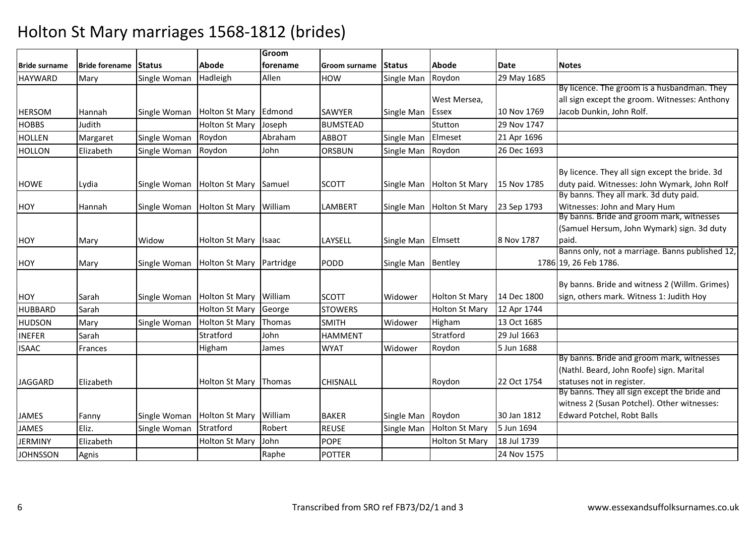# Holton St Mary marriages 1568-1812 (brides)

| Bride surname | Bride forename | Status | Abode | Groom forename | Groom surname | Status | Abode | Date | Notes |
|---|---|---|---|---|---|---|---|---|---|
| HAYWARD | Mary | Single Woman | Hadleigh | Allen | HOW | Single Man | Roydon | 29 May 1685 | |
| HERSOM | Hannah | Single Woman | Holton St Mary | Edmond | SAWYER | Single Man | West Mersea, Essex | 10 Nov 1769 | By licence. The groom is a husbandman. They all sign except the groom. Witnesses: Anthony Jacob Dunkin, John Rolf. |
| HOBBS | Judith | | Holton St Mary | Joseph | BUMSTEAD | | Stutton | 29 Nov 1747 | |
| HOLLEN | Margaret | Single Woman | Roydon | Abraham | ABBOT | Single Man | Elmeset | 21 Apr 1696 | |
| HOLLON | Elizabeth | Single Woman | Roydon | John | ORSBUN | Single Man | Roydon | 26 Dec 1693 | |
| HOWE | Lydia | Single Woman | Holton St Mary | Samuel | SCOTT | Single Man | Holton St Mary | 15 Nov 1785 | By licence. They all sign except the bride. 3d duty paid. Witnesses: John Wymark, John Rolf |
| HOY | Hannah | Single Woman | Holton St Mary | William | LAMBERT | Single Man | Holton St Mary | 23 Sep 1793 | By banns. They all mark. 3d duty paid. Witnesses: John and Mary Hum |
| HOY | Mary | Widow | Holton St Mary | Isaac | LAYSELL | Single Man | Elmsett | 8 Nov 1787 | By banns. Bride and groom mark, witnesses (Samuel Hersum, John Wymark) sign. 3d duty paid. |
| HOY | Mary | Single Woman | Holton St Mary | Partridge | PODD | Single Man | Bentley | 1786 | Banns only, not a marriage. Banns published 12, 19, 26 Feb 1786. |
| HOY | Sarah | Single Woman | Holton St Mary | William | SCOTT | Widower | Holton St Mary | 14 Dec 1800 | By banns. Bride and witness 2 (Willm. Grimes) sign, others mark. Witness 1: Judith Hoy |
| HUBBARD | Sarah | | Holton St Mary | George | STOWERS | | Holton St Mary | 12 Apr 1744 | |
| HUDSON | Mary | Single Woman | Holton St Mary | Thomas | SMITH | Widower | Higham | 13 Oct 1685 | |
| INEFER | Sarah | | Stratford | John | HAMMENT | | Stratford | 29 Jul 1663 | |
| ISAAC | Frances | | Higham | James | WYAT | Widower | Roydon | 5 Jun 1688 | |
| JAGGARD | Elizabeth | | Holton St Mary | Thomas | CHISNALL | | Roydon | 22 Oct 1754 | By banns. Bride and groom mark, witnesses (Nathl. Beard, John Roofe) sign. Marital statuses not in register. |
| JAMES | Fanny | Single Woman | Holton St Mary | William | BAKER | Single Man | Roydon | 30 Jan 1812 | By banns. They all sign except the bride and witness 2 (Susan Potchel). Other witnesses: Edward Potchel, Robt Balls |
| JAMES | Eliz. | Single Woman | Stratford | Robert | REUSE | Single Man | Holton St Mary | 5 Jun 1694 | |
| JERMINY | Elizabeth | | Holton St Mary | John | POPE | | Holton St Mary | 18 Jul 1739 | |
| JOHNSSON | Agnis | | | Raphe | POTTER | | | 24 Nov 1575 | |

Transcribed from SRO ref FB73/D2/1 and 3 — www.essexandsuffolksurnames.co.uk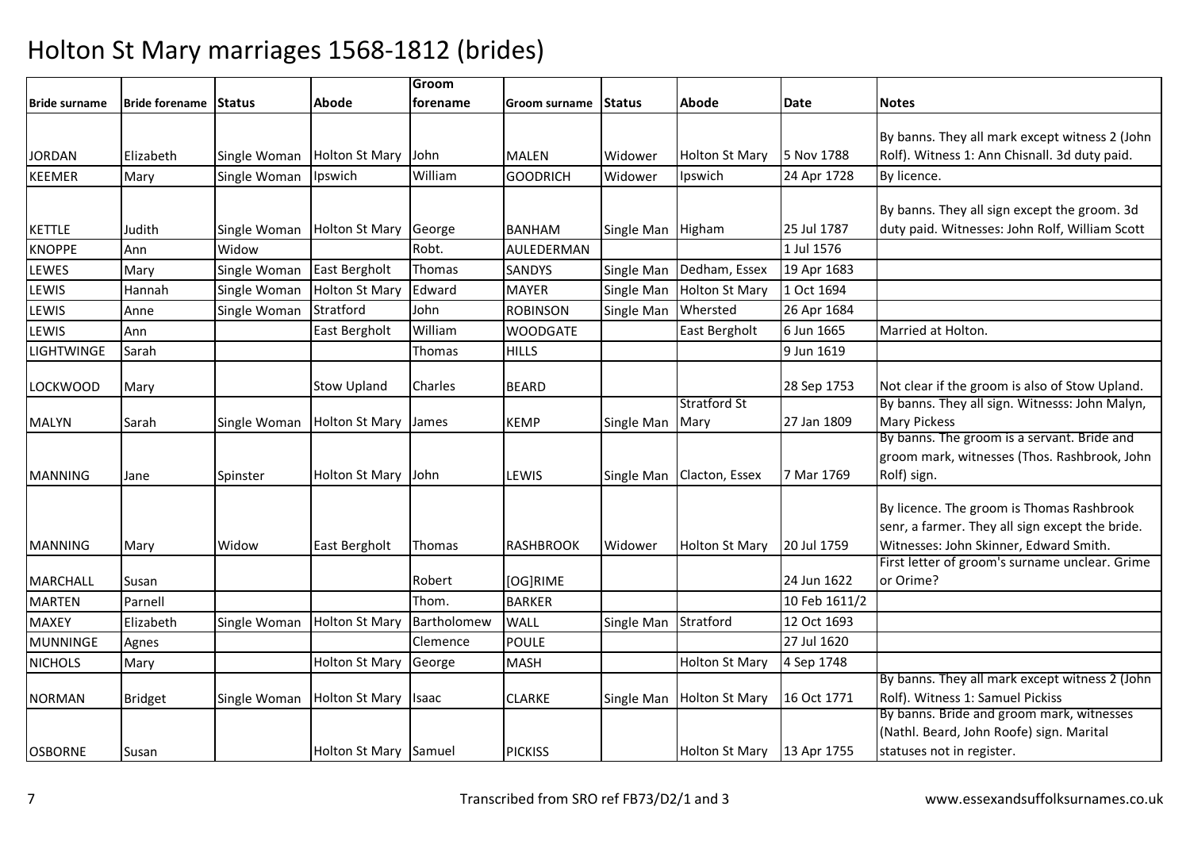# Holton St Mary marriages 1568-1812 (brides)

| Bride surname | Bride forename | Status | Abode | Groom forename | Groom surname | Status | Abode | Date | Notes |
|---|---|---|---|---|---|---|---|---|---|
| JORDAN | Elizabeth | Single Woman | Holton St Mary | John | MALEN | Widower | Holton St Mary | 5 Nov 1788 | By banns. They all mark except witness 2 (John Rolf). Witness 1: Ann Chisnall. 3d duty paid. |
| KEEMER | Mary | Single Woman | Ipswich | William | GOODRICH | Widower | Ipswich | 24 Apr 1728 | By licence. |
| KETTLE | Judith | Single Woman | Holton St Mary | George | BANHAM | Single Man | Higham | 25 Jul 1787 | By banns. They all sign except the groom. 3d duty paid. Witnesses: John Rolf, William Scott |
| KNOPPE | Ann | Widow | | Robt. | AULEDERMAN | | | 1 Jul 1576 | |
| LEWES | Mary | Single Woman | East Bergholt | Thomas | SANDYS | Single Man | Dedham, Essex | 19 Apr 1683 | |
| LEWIS | Hannah | Single Woman | Holton St Mary | Edward | MAYER | Single Man | Holton St Mary | 1 Oct 1694 | |
| LEWIS | Anne | Single Woman | Stratford | John | ROBINSON | Single Man | Whersted | 26 Apr 1684 | |
| LEWIS | Ann | | East Bergholt | William | WOODGATE | | East Bergholt | 6 Jun 1665 | Married at Holton. |
| LIGHTWINGE | Sarah | | | Thomas | HILLS | | | 9 Jun 1619 | |
| LOCKWOOD | Mary | | Stow Upland | Charles | BEARD | | | 28 Sep 1753 | Not clear if the groom is also of Stow Upland. |
| MALYN | Sarah | Single Woman | Holton St Mary | James | KEMP | Single Man | Stratford St Mary | 27 Jan 1809 | By banns. They all sign. Witnesss: John Malyn, Mary Pickess |
| MANNING | Jane | Spinster | Holton St Mary | John | LEWIS | Single Man | Clacton, Essex | 7 Mar 1769 | By banns. The groom is a servant. Bride and groom mark, witnesses (Thos. Rashbrook, John Rolf) sign. |
| MANNING | Mary | Widow | East Bergholt | Thomas | RASHBROOK | Widower | Holton St Mary | 20 Jul 1759 | By licence. The groom is Thomas Rashbrook senr, a farmer. They all sign except the bride. Witnesses: John Skinner, Edward Smith. |
| MARCHALL | Susan | | | Robert | [OG]RIME | | | 24 Jun 1622 | First letter of groom's surname unclear. Grime or Orime? |
| MARTEN | Parnell | | | Thom. | BARKER | | | 10 Feb 1611/2 | |
| MAXEY | Elizabeth | Single Woman | Holton St Mary | Bartholomew | WALL | Single Man | Stratford | 12 Oct 1693 | |
| MUNNINGE | Agnes | | | Clemence | POULE | | | 27 Jul 1620 | |
| NICHOLS | Mary | | Holton St Mary | George | MASH | | Holton St Mary | 4 Sep 1748 | |
| NORMAN | Bridget | Single Woman | Holton St Mary | Isaac | CLARKE | Single Man | Holton St Mary | 16 Oct 1771 | By banns. They all mark except witness 2 (John Rolf). Witness 1: Samuel Pickiss |
| OSBORNE | Susan | | Holton St Mary | Samuel | PICKISS | | Holton St Mary | 13 Apr 1755 | By banns. Bride and groom mark, witnesses (Nathl. Beard, John Roofe) sign. Marital statuses not in register. |

Transcribed from SRO ref FB73/D2/1 and 3 www.essexandsuffolksurnames.co.uk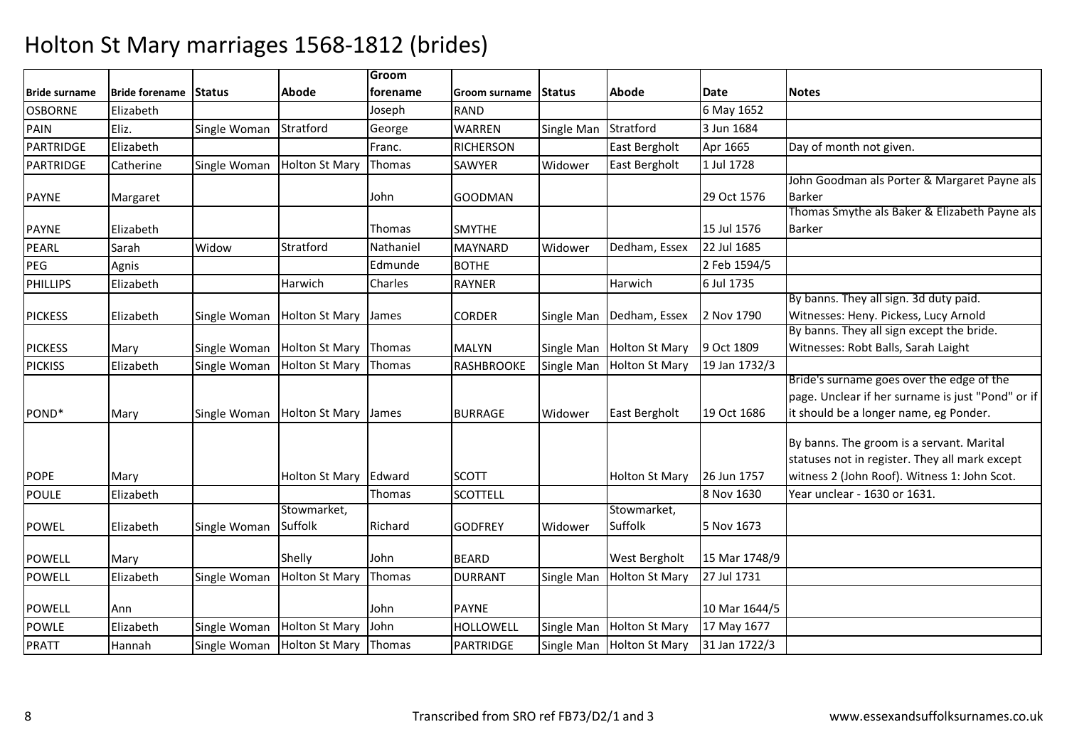# Holton St Mary marriages 1568-1812 (brides)

| Bride surname | Bride forename | Status | Abode | Groom forename | Groom surname | Status | Abode | Date | Notes |
|---|---|---|---|---|---|---|---|---|---|
| OSBORNE | Elizabeth | | | Joseph | RAND | | | 6 May 1652 | |
| PAIN | Eliz. | Single Woman | Stratford | George | WARREN | Single Man | Stratford | 3 Jun 1684 | |
| PARTRIDGE | Elizabeth | | | Franc. | RICHERSON | | East Bergholt | Apr 1665 | Day of month not given. |
| PARTRIDGE | Catherine | Single Woman | Holton St Mary | Thomas | SAWYER | Widower | East Bergholt | 1 Jul 1728 | |
| PAYNE | Margaret | | | John | GOODMAN | | | 29 Oct 1576 | John Goodman als Porter & Margaret Payne als Barker |
| PAYNE | Elizabeth | | | Thomas | SMYTHE | | | 15 Jul 1576 | Thomas Smythe als Baker & Elizabeth Payne als Barker |
| PEARL | Sarah | Widow | Stratford | Nathaniel | MAYNARD | Widower | Dedham, Essex | 22 Jul 1685 | |
| PEG | Agnis | | | Edmunde | BOTHE | | | 2 Feb 1594/5 | |
| PHILLIPS | Elizabeth | | Harwich | Charles | RAYNER | | Harwich | 6 Jul 1735 | |
| PICKESS | Elizabeth | Single Woman | Holton St Mary | James | CORDER | Single Man | Dedham, Essex | 2 Nov 1790 | By banns. They all sign. 3d duty paid. Witnesses: Heny. Pickess, Lucy Arnold |
| PICKESS | Mary | Single Woman | Holton St Mary | Thomas | MALYN | Single Man | Holton St Mary | 9 Oct 1809 | By banns. They all sign except the bride. Witnesses: Robt Balls, Sarah Laight |
| PICKISS | Elizabeth | Single Woman | Holton St Mary | Thomas | RASHBROOKE | Single Man | Holton St Mary | 19 Jan 1732/3 | |
| POND* | Mary | Single Woman | Holton St Mary | James | BURRAGE | Widower | East Bergholt | 19 Oct 1686 | Bride's surname goes over the edge of the page. Unclear if her surname is just "Pond" or if it should be a longer name, eg Ponder. |
| POPE | Mary | | Holton St Mary | Edward | SCOTT | | Holton St Mary | 26 Jun 1757 | By banns. The groom is a servant. Marital statuses not in register. They all mark except witness 2 (John Roof). Witness 1: John Scot. |
| POULE | Elizabeth | | | Thomas | SCOTTELL | | | 8 Nov 1630 | Year unclear - 1630 or 1631. |
| POWEL | Elizabeth | Single Woman | Stowmarket, Suffolk | Richard | GODFREY | Widower | Stowmarket, Suffolk | 5 Nov 1673 | |
| POWELL | Mary | | Shelly | John | BEARD | | West Bergholt | 15 Mar 1748/9 | |
| POWELL | Elizabeth | Single Woman | Holton St Mary | Thomas | DURRANT | Single Man | Holton St Mary | 27 Jul 1731 | |
| POWELL | Ann | | | John | PAYNE | | | 10 Mar 1644/5 | |
| POWLE | Elizabeth | Single Woman | Holton St Mary | John | HOLLOWELL | Single Man | Holton St Mary | 17 May 1677 | |
| PRATT | Hannah | Single Woman | Holton St Mary | Thomas | PARTRIDGE | Single Man | Holton St Mary | 31 Jan 1722/3 | |

Transcribed from SRO ref FB73/D2/1 and 3 www.essexandsuffolksurnames.co.uk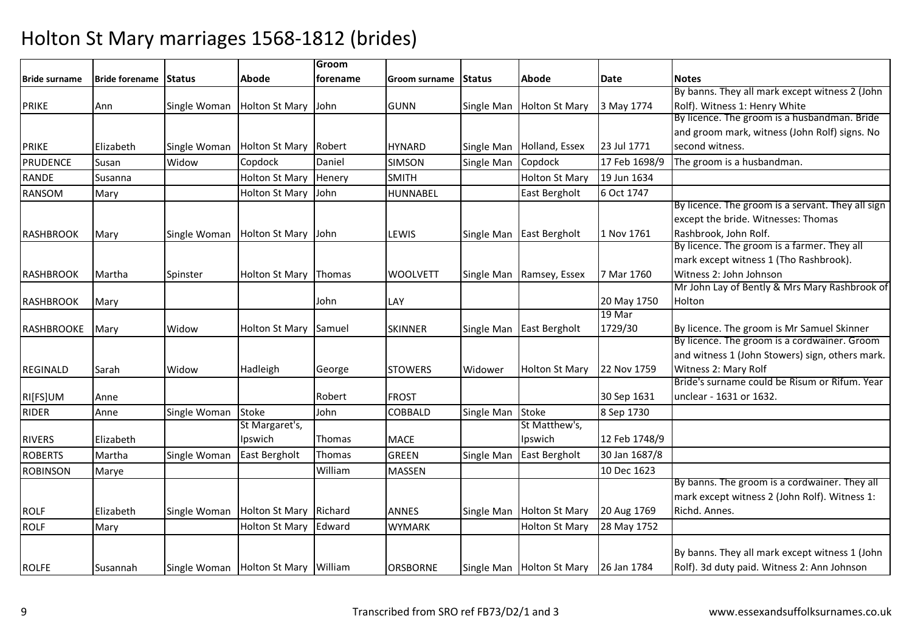# Holton St Mary marriages 1568-1812 (brides)

| Bride surname | Bride forename | Status | Abode | Groom forename | Groom surname | Status | Abode | Date | Notes |
|---|---|---|---|---|---|---|---|---|---|
| PRIKE | Ann | Single Woman | Holton St Mary | John | GUNN | Single Man | Holton St Mary | 3 May 1774 | By banns. They all mark except witness 2 (John Rolf). Witness 1: Henry White |
| PRIKE | Elizabeth | Single Woman | Holton St Mary | Robert | HYNARD | Single Man | Holland, Essex | 23 Jul 1771 | By licence. The groom is a husbandman. Bride and groom mark, witness (John Rolf) signs. No second witness. |
| PRUDENCE | Susan | Widow | Copdock | Daniel | SIMSON | Single Man | Copdock | 17 Feb 1698/9 | The groom is a husbandman. |
| RANDE | Susanna | | Holton St Mary | Henery | SMITH | | Holton St Mary | 19 Jun 1634 | |
| RANSOM | Mary | | Holton St Mary | John | HUNNABEL | | East Bergholt | 6 Oct 1747 | |
| RASHBROOK | Mary | Single Woman | Holton St Mary | John | LEWIS | Single Man | East Bergholt | 1 Nov 1761 | By licence. The groom is a servant. They all sign except the bride. Witnesses: Thomas Rashbrook, John Rolf. |
| RASHBROOK | Martha | Spinster | Holton St Mary | Thomas | WOOLVETT | Single Man | Ramsey, Essex | 7 Mar 1760 | By licence. The groom is a farmer. They all mark except witness 1 (Tho Rashbrook). Witness 2: John Johnson |
| RASHBROOK | Mary | | | John | LAY | | | 20 May 1750 | Mr John Lay of Bently & Mrs Mary Rashbrook of Holton |
| RASHBROOKE | Mary | Widow | Holton St Mary | Samuel | SKINNER | Single Man | East Bergholt | 19 Mar 1729/30 | By licence. The groom is Mr Samuel Skinner |
| REGINALD | Sarah | Widow | Hadleigh | George | STOWERS | Widower | Holton St Mary | 22 Nov 1759 | By licence. The groom is a cordwainer. Groom and witness 1 (John Stowers) sign, others mark. Witness 2: Mary Rolf |
| RI[FS]UM | Anne | | | Robert | FROST | | | 30 Sep 1631 | Bride's surname could be Risum or Rifum. Year unclear - 1631 or 1632. |
| RIDER | Anne | Single Woman | Stoke | John | COBBALD | Single Man | Stoke | 8 Sep 1730 | |
| RIVERS | Elizabeth | | St Margaret's, Ipswich | Thomas | MACE | | St Matthew's, Ipswich | 12 Feb 1748/9 | |
| ROBERTS | Martha | Single Woman | East Bergholt | Thomas | GREEN | Single Man | East Bergholt | 30 Jan 1687/8 | |
| ROBINSON | Marye | | | William | MASSEN | | | 10 Dec 1623 | |
| ROLF | Elizabeth | Single Woman | Holton St Mary | Richard | ANNES | Single Man | Holton St Mary | 20 Aug 1769 | By banns. The groom is a cordwainer. They all mark except witness 2 (John Rolf). Witness 1: Richd. Annes. |
| ROLF | Mary | | Holton St Mary | Edward | WYMARK | | Holton St Mary | 28 May 1752 | |
| ROLFE | Susannah | Single Woman | Holton St Mary | William | ORSBORNE | Single Man | Holton St Mary | 26 Jan 1784 | By banns. They all mark except witness 1 (John Rolf). 3d duty paid. Witness 2: Ann Johnson |

Transcribed from SRO ref FB73/D2/1 and 3

www.essexandsuffolksurnames.co.uk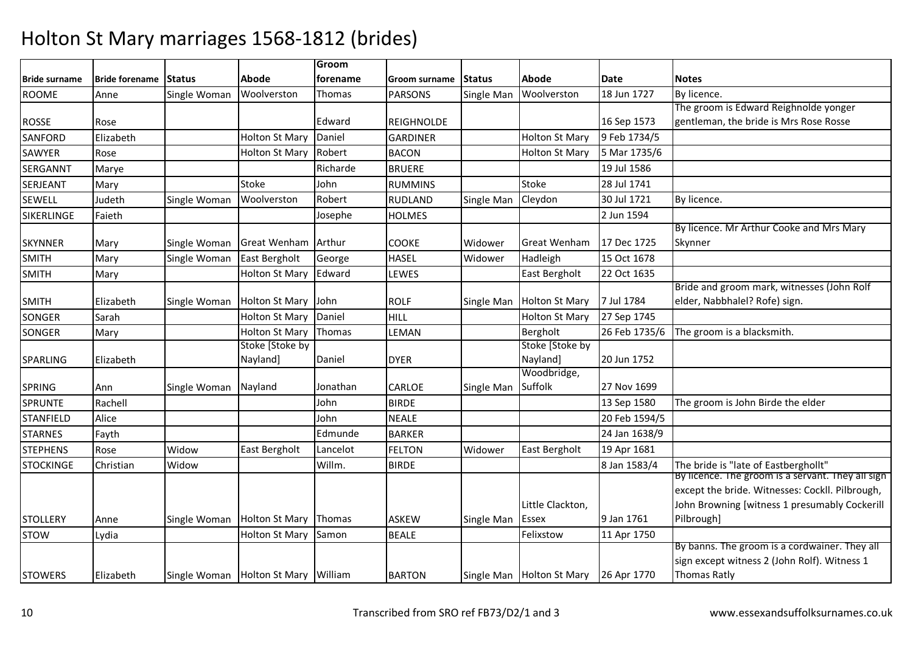# Holton St Mary marriages 1568-1812 (brides)

| Bride surname | Bride forename | Status | Abode | Groom forename | Groom surname | Status | Abode | Date | Notes |
|---|---|---|---|---|---|---|---|---|---|
| ROOME | Anne | Single Woman | Woolverston | Thomas | PARSONS | Single Man | Woolverston | 18 Jun 1727 | By licence. |
| ROSSE | Rose | | | Edward | REIGHNOLDE | | | 16 Sep 1573 | The groom is Edward Reighnolde yonger gentleman, the bride is Mrs Rose Rosse |
| SANFORD | Elizabeth | | Holton St Mary | Daniel | GARDINER | | Holton St Mary | 9 Feb 1734/5 | |
| SAWYER | Rose | | Holton St Mary | Robert | BACON | | Holton St Mary | 5 Mar 1735/6 | |
| SERGANNT | Marye | | | Richarde | BRUERE | | | 19 Jul 1586 | |
| SERJEANT | Mary | | Stoke | John | RUMMINS | | Stoke | 28 Jul 1741 | |
| SEWELL | Judeth | Single Woman | Woolverston | Robert | RUDLAND | Single Man | Cleydon | 30 Jul 1721 | By licence. |
| SIKERLINGE | Faieth | | | Josephe | HOLMES | | | 2 Jun 1594 | |
| SKYNNER | Mary | Single Woman | Great Wenham | Arthur | COOKE | Widower | Great Wenham | 17 Dec 1725 | By licence. Mr Arthur Cooke and Mrs Mary Skynner |
| SMITH | Mary | Single Woman | East Bergholt | George | HASEL | Widower | Hadleigh | 15 Oct 1678 | |
| SMITH | Mary | | Holton St Mary | Edward | LEWES | | East Bergholt | 22 Oct 1635 | |
| SMITH | Elizabeth | Single Woman | Holton St Mary | John | ROLF | Single Man | Holton St Mary | 7 Jul 1784 | Bride and groom mark, witnesses (John Rolf elder, Nabbhalel? Rofe) sign. |
| SONGER | Sarah | | Holton St Mary | Daniel | HILL | | Holton St Mary | 27 Sep 1745 | |
| SONGER | Mary | | Holton St Mary | Thomas | LEMAN | | Bergholt | 26 Feb 1735/6 | The groom is a blacksmith. |
| SPARLING | Elizabeth | | Stoke [Stoke by Nayland] | Daniel | DYER | | Stoke [Stoke by Nayland] | 20 Jun 1752 | |
| SPRING | Ann | Single Woman | Nayland | Jonathan | CARLOE | Single Man | Woodbridge, Suffolk | 27 Nov 1699 | |
| SPRUNTE | Rachell | | | John | BIRDE | | | 13 Sep 1580 | The groom is John Birde the elder |
| STANFIELD | Alice | | | John | NEALE | | | 20 Feb 1594/5 | |
| STARNES | Fayth | | | Edmunde | BARKER | | | 24 Jan 1638/9 | |
| STEPHENS | Rose | Widow | East Bergholt | Lancelot | FELTON | Widower | East Bergholt | 19 Apr 1681 | |
| STOCKINGE | Christian | Widow | | Willm. | BIRDE | | | 8 Jan 1583/4 | The bride is "late of Eastbergholtt" |
| STOLLERY | Anne | Single Woman | Holton St Mary | Thomas | ASKEW | Single Man | Little Clackton, Essex | 9 Jan 1761 | By licence. The groom is a servant. They all sign except the bride. Witnesses: Cockll. Pilbrough, John Browning [witness 1 presumably Cockerill Pilbrough] |
| STOW | Lydia | | Holton St Mary | Samon | BEALE | | Felixstow | 11 Apr 1750 | |
| STOWERS | Elizabeth | Single Woman | Holton St Mary | William | BARTON | Single Man | Holton St Mary | 26 Apr 1770 | By banns. The groom is a cordwainer. They all sign except witness 2 (John Rolf). Witness 1 Thomas Ratly |

Transcribed from SRO ref FB73/D2/1 and 3 — www.essexandsuffolksurnames.co.uk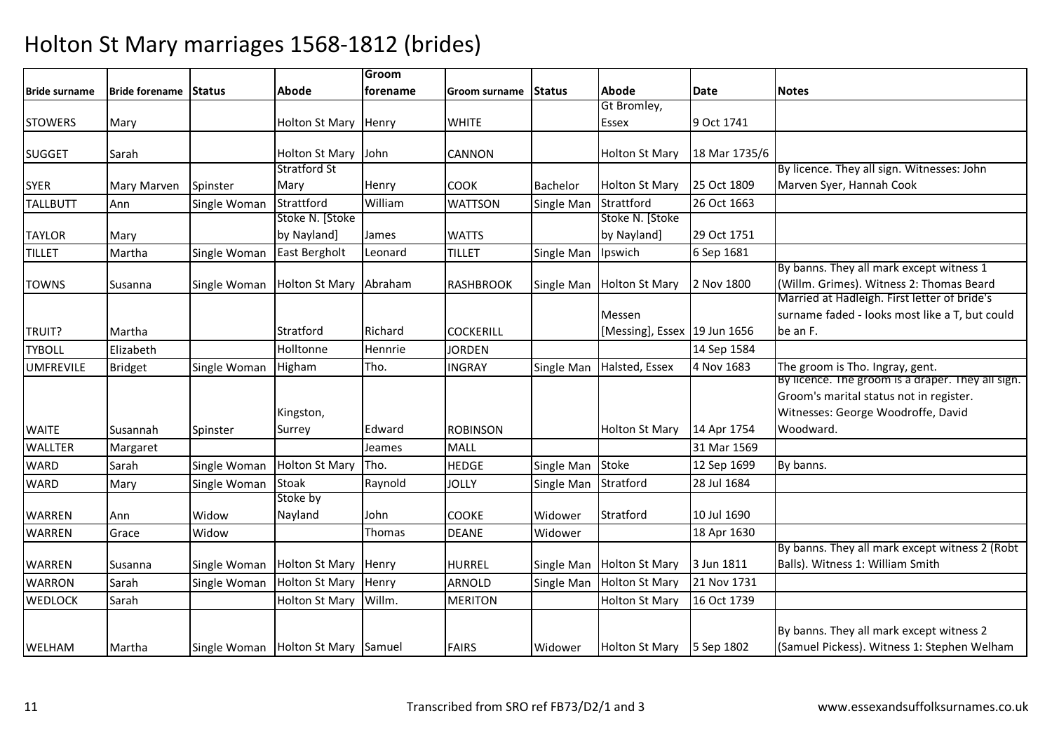# Holton St Mary marriages 1568-1812 (brides)

| Bride surname | Bride forename | Status | Abode | Groom forename | Groom surname | Status | Abode | Date | Notes |
|---|---|---|---|---|---|---|---|---|---|
| STOWERS | Mary | | Holton St Mary | Henry | WHITE | | Gt Bromley, Essex | 9 Oct 1741 | |
| SUGGET | Sarah | | Holton St Mary | John | CANNON | | Holton St Mary | 18 Mar 1735/6 | |
| SYER | Mary Marven | Spinster | Stratford St Mary | Henry | COOK | Bachelor | Holton St Mary | 25 Oct 1809 | By licence. They all sign. Witnesses: John Marven Syer, Hannah Cook |
| TALLBUTT | Ann | Single Woman | Strattford | William | WATTSON | Single Man | Strattford | 26 Oct 1663 | |
| TAYLOR | Mary | | Stoke N. [Stoke by Nayland] | James | WATTS | | Stoke N. [Stoke by Nayland] | 29 Oct 1751 | |
| TILLET | Martha | Single Woman | East Bergholt | Leonard | TILLET | Single Man | Ipswich | 6 Sep 1681 | |
| TOWNS | Susanna | Single Woman | Holton St Mary | Abraham | RASHBROOK | Single Man | Holton St Mary | 2 Nov 1800 | By banns. They all mark except witness 1 (Willm. Grimes). Witness 2: Thomas Beard |
| TRUIT? | Martha | | Stratford | Richard | COCKERILL | | Messen [Messing], Essex | 19 Jun 1656 | Married at Hadleigh. First letter of bride's surname faded - looks most like a T, but could be an F. |
| TYBOLL | Elizabeth | | Holltonne | Hennrie | JORDEN | | | 14 Sep 1584 | |
| UMFREVILE | Bridget | Single Woman | Higham | Tho. | INGRAY | Single Man | Halsted, Essex | 4 Nov 1683 | The groom is Tho. Ingray, gent. |
| WAITE | Susannah | Spinster | Kingston, Surrey | Edward | ROBINSON | | Holton St Mary | 14 Apr 1754 | By licence. The groom is a draper. They all sign. Groom's marital status not in register. Witnesses: George Woodroffe, David Woodward. |
| WALLTER | Margaret | | | Jeames | MALL | | | 31 Mar 1569 | |
| WARD | Sarah | Single Woman | Holton St Mary | Tho. | HEDGE | Single Man | Stoke | 12 Sep 1699 | By banns. |
| WARD | Mary | Single Woman | Stoak | Raynold | JOLLY | Single Man | Stratford | 28 Jul 1684 | |
| WARREN | Ann | Widow | Stoke by Nayland | John | COOKE | Widower | Stratford | 10 Jul 1690 | |
| WARREN | Grace | Widow | | Thomas | DEANE | Widower | | 18 Apr 1630 | |
| WARREN | Susanna | Single Woman | Holton St Mary | Henry | HURREL | Single Man | Holton St Mary | 3 Jun 1811 | By banns. They all mark except witness 2 (Robt Balls). Witness 1: William Smith |
| WARRON | Sarah | Single Woman | Holton St Mary | Henry | ARNOLD | Single Man | Holton St Mary | 21 Nov 1731 | |
| WEDLOCK | Sarah | | Holton St Mary | Willm. | MERITON | | Holton St Mary | 16 Oct 1739 | |
| WELHAM | Martha | Single Woman | Holton St Mary | Samuel | FAIRS | Widower | Holton St Mary | 5 Sep 1802 | By banns. They all mark except witness 2 (Samuel Pickess). Witness 1: Stephen Welham |

Transcribed from SRO ref FB73/D2/1 and 3 www.essexandsuffolksurnames.co.uk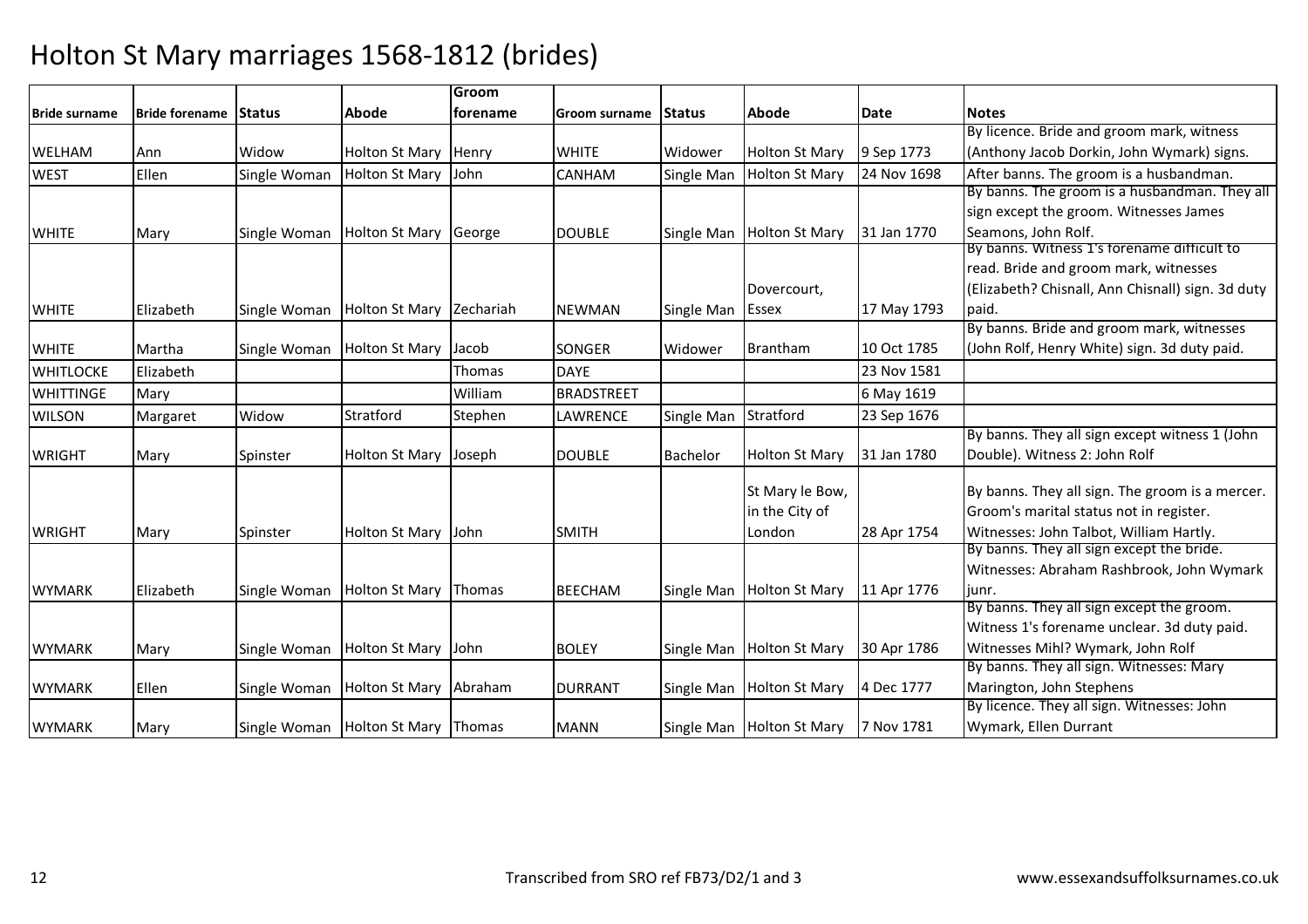# Holton St Mary marriages 1568-1812 (brides)

| Bride surname | Bride forename | Status | Abode | Groom forename | Groom surname | Status | Abode | Date | Notes |
|---|---|---|---|---|---|---|---|---|---|
| WELHAM | Ann | Widow | Holton St Mary | Henry | WHITE | Widower | Holton St Mary | 9 Sep 1773 | By licence. Bride and groom mark, witness (Anthony Jacob Dorkin, John Wymark) signs. |
| WEST | Ellen | Single Woman | Holton St Mary | John | CANHAM | Single Man | Holton St Mary | 24 Nov 1698 | After banns. The groom is a husbandman. |
| WHITE | Mary | Single Woman | Holton St Mary | George | DOUBLE | Single Man | Holton St Mary | 31 Jan 1770 | By banns. The groom is a husbandman. They all sign except the groom. Witnesses James Seamons, John Rolf. |
| WHITE | Elizabeth | Single Woman | Holton St Mary | Zechariah | NEWMAN | Single Man | Dovercourt, Essex | 17 May 1793 | By banns. Witness 1's forename difficult to read. Bride and groom mark, witnesses (Elizabeth? Chisnall, Ann Chisnall) sign. 3d duty paid. |
| WHITE | Martha | Single Woman | Holton St Mary | Jacob | SONGER | Widower | Brantham | 10 Oct 1785 | By banns. Bride and groom mark, witnesses (John Rolf, Henry White) sign. 3d duty paid. |
| WHITLOCKE | Elizabeth | | | Thomas | DAYE | | | 23 Nov 1581 | |
| WHITTINGE | Mary | | | William | BRADSTREET | | | 6 May 1619 | |
| WILSON | Margaret | Widow | Stratford | Stephen | LAWRENCE | Single Man | Stratford | 23 Sep 1676 | |
| WRIGHT | Mary | Spinster | Holton St Mary | Joseph | DOUBLE | Bachelor | Holton St Mary | 31 Jan 1780 | By banns. They all sign except witness 1 (John Double). Witness 2: John Rolf |
| WRIGHT | Mary | Spinster | Holton St Mary | John | SMITH | | St Mary le Bow, in the City of London | 28 Apr 1754 | By banns. They all sign. The groom is a mercer. Groom's marital status not in register. Witnesses: John Talbot, William Hartly. |
| WYMARK | Elizabeth | Single Woman | Holton St Mary | Thomas | BEECHAM | Single Man | Holton St Mary | 11 Apr 1776 | By banns. They all sign except the bride. Witnesses: Abraham Rashbrook, John Wymark junr. |
| WYMARK | Mary | Single Woman | Holton St Mary | John | BOLEY | Single Man | Holton St Mary | 30 Apr 1786 | By banns. They all sign except the groom. Witness 1's forename unclear. 3d duty paid. Witnesses Mihl? Wymark, John Rolf |
| WYMARK | Ellen | Single Woman | Holton St Mary | Abraham | DURRANT | Single Man | Holton St Mary | 4 Dec 1777 | By banns. They all sign. Witnesses: Mary Marington, John Stephens |
| WYMARK | Mary | Single Woman | Holton St Mary | Thomas | MANN | Single Man | Holton St Mary | 7 Nov 1781 | By licence. They all sign. Witnesses: John Wymark, Ellen Durrant |

Transcribed from SRO ref FB73/D2/1 and 3

www.essexandsuffolksurnames.co.uk